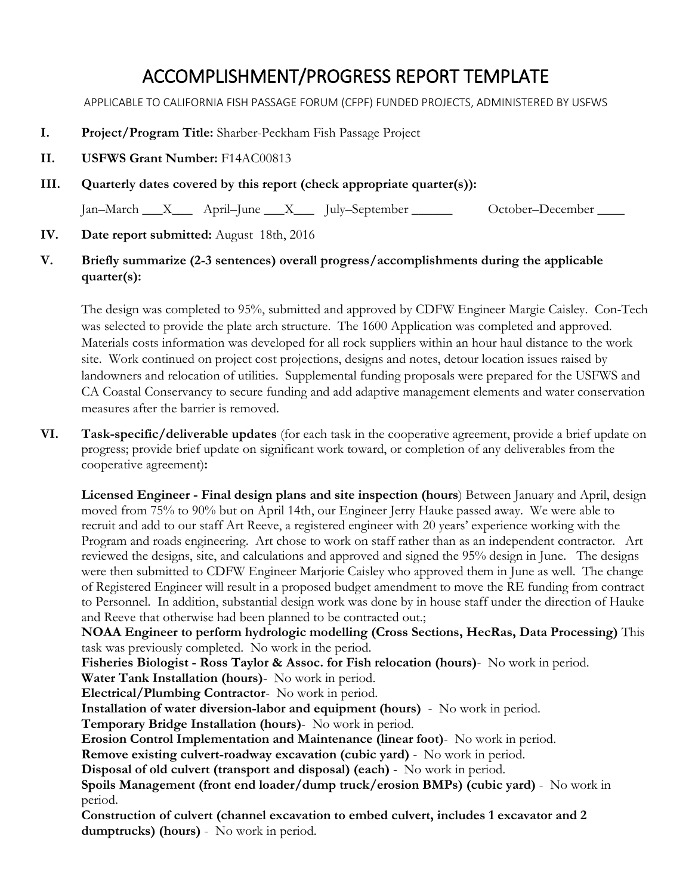# ACCOMPLISHMENT/PROGRESS REPORT TEMPLATE

APPLICABLE TO CALIFORNIA FISH PASSAGE FORUM (CFPF) FUNDED PROJECTS, ADMINISTERED BY USFWS

**I. Project/Program Title:** Sharber-Peckham Fish Passage Project

**II. USFWS Grant Number:** F14AC00813

**III. Quarterly dates covered by this report (check appropriate quarter(s)):**

Jan–March \_\_\_X\_\_\_ April–June \_\_\_X\_\_\_ July–September \_\_\_\_\_\_ October–December \_\_\_\_

**IV. Date report submitted:** August 18th, 2016

**V. Briefly summarize (2-3 sentences) overall progress/accomplishments during the applicable quarter(s):**

The design was completed to 95%, submitted and approved by CDFW Engineer Margie Caisley. Con-Tech was selected to provide the plate arch structure. The 1600 Application was completed and approved. Materials costs information was developed for all rock suppliers within an hour haul distance to the work site. Work continued on project cost projections, designs and notes, detour location issues raised by landowners and relocation of utilities. Supplemental funding proposals were prepared for the USFWS and CA Coastal Conservancy to secure funding and add adaptive management elements and water conservation measures after the barrier is removed.

**VI. Task-specific/deliverable updates** (for each task in the cooperative agreement, provide a brief update on progress; provide brief update on significant work toward, or completion of any deliverables from the cooperative agreement)**:**

**Licensed Engineer - Final design plans and site inspection (hours**) Between January and April, design moved from 75% to 90% but on April 14th, our Engineer Jerry Hauke passed away. We were able to recruit and add to our staff Art Reeve, a registered engineer with 20 years' experience working with the Program and roads engineering. Art chose to work on staff rather than as an independent contractor. Art reviewed the designs, site, and calculations and approved and signed the 95% design in June. The designs were then submitted to CDFW Engineer Marjorie Caisley who approved them in June as well. The change of Registered Engineer will result in a proposed budget amendment to move the RE funding from contract to Personnel. In addition, substantial design work was done by in house staff under the direction of Hauke and Reeve that otherwise had been planned to be contracted out.;

**NOAA Engineer to perform hydrologic modelling (Cross Sections, HecRas, Data Processing)** This task was previously completed. No work in the period.

**Fisheries Biologist - Ross Taylor & Assoc. for Fish relocation (hours)**- No work in period.

**Water Tank Installation (hours)**- No work in period.

**Electrical/Plumbing Contractor**- No work in period.

**Installation of water diversion-labor and equipment (hours)** - No work in period.

**Temporary Bridge Installation (hours)**- No work in period.

**Erosion Control Implementation and Maintenance (linear foot)**- No work in period.

**Remove existing culvert-roadway excavation (cubic yard)** - No work in period.

**Disposal of old culvert (transport and disposal) (each)** - No work in period.

**Spoils Management (front end loader/dump truck/erosion BMPs) (cubic yard)** - No work in period.

**Construction of culvert (channel excavation to embed culvert, includes 1 excavator and 2 dumptrucks) (hours)** - No work in period.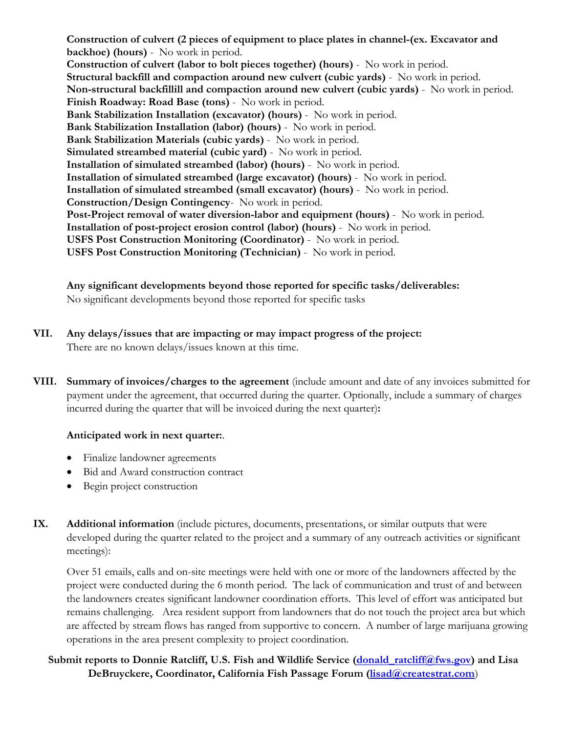**Construction of culvert (2 pieces of equipment to place plates in channel-(ex. Excavator and backhoe) (hours)** - No work in period.
**Construction of culvert (labor to bolt pieces together) (hours)** - No work in period.
**Structural backfill and compaction around new culvert (cubic yards)** - No work in period.
**Non-structural backfillill and compaction around new culvert (cubic yards)** - No work in period.
**Finish Roadway: Road Base (tons)** - No work in period.
**Bank Stabilization Installation (excavator) (hours)** - No work in period.
**Bank Stabilization Installation (labor) (hours)** - No work in period.
**Bank Stabilization Materials (cubic yards)** - No work in period.
**Simulated streambed material (cubic yard)** - No work in period.
**Installation of simulated streambed (labor) (hours)** - No work in period.
**Installation of simulated streambed (large excavator) (hours)** - No work in period.
**Installation of simulated streambed (small excavator) (hours)** - No work in period.
**Construction/Design Contingency**- No work in period.
**Post-Project removal of water diversion-labor and equipment (hours)** - No work in period.
**Installation of post-project erosion control (labor) (hours)** - No work in period.
**USFS Post Construction Monitoring (Coordinator)** - No work in period.
**USFS Post Construction Monitoring (Technician)** - No work in period.

**Any significant developments beyond those reported for specific tasks/deliverables:**
No significant developments beyond those reported for specific tasks

## VII. Any delays/issues that are impacting or may impact progress of the project:

There are no known delays/issues known at this time.

## VIII. Summary of invoices/charges to the agreement (include amount and date of any invoices submitted for payment under the agreement, that occurred during the quarter. Optionally, include a summary of charges incurred during the quarter that will be invoiced during the next quarter):

**Anticipated work in next quarter:**.

- Finalize landowner agreements
- Bid and Award construction contract
- Begin project construction

## IX. Additional information (include pictures, documents, presentations, or similar outputs that were developed during the quarter related to the project and a summary of any outreach activities or significant meetings):

Over 51 emails, calls and on-site meetings were held with one or more of the landowners affected by the project were conducted during the 6 month period. The lack of communication and trust of and between the landowners creates significant landowner coordination efforts. This level of effort was anticipated but remains challenging. Area resident support from landowners that do not touch the project area but which are affected by stream flows has ranged from supportive to concern. A number of large marijuana growing operations in the area present complexity to project coordination.

**Submit reports to Donnie Ratcliff, U.S. Fish and Wildlife Service (donald_ratcliff@fws.gov) and Lisa DeBruyckere, Coordinator, California Fish Passage Forum (lisad@createstrat.com)**